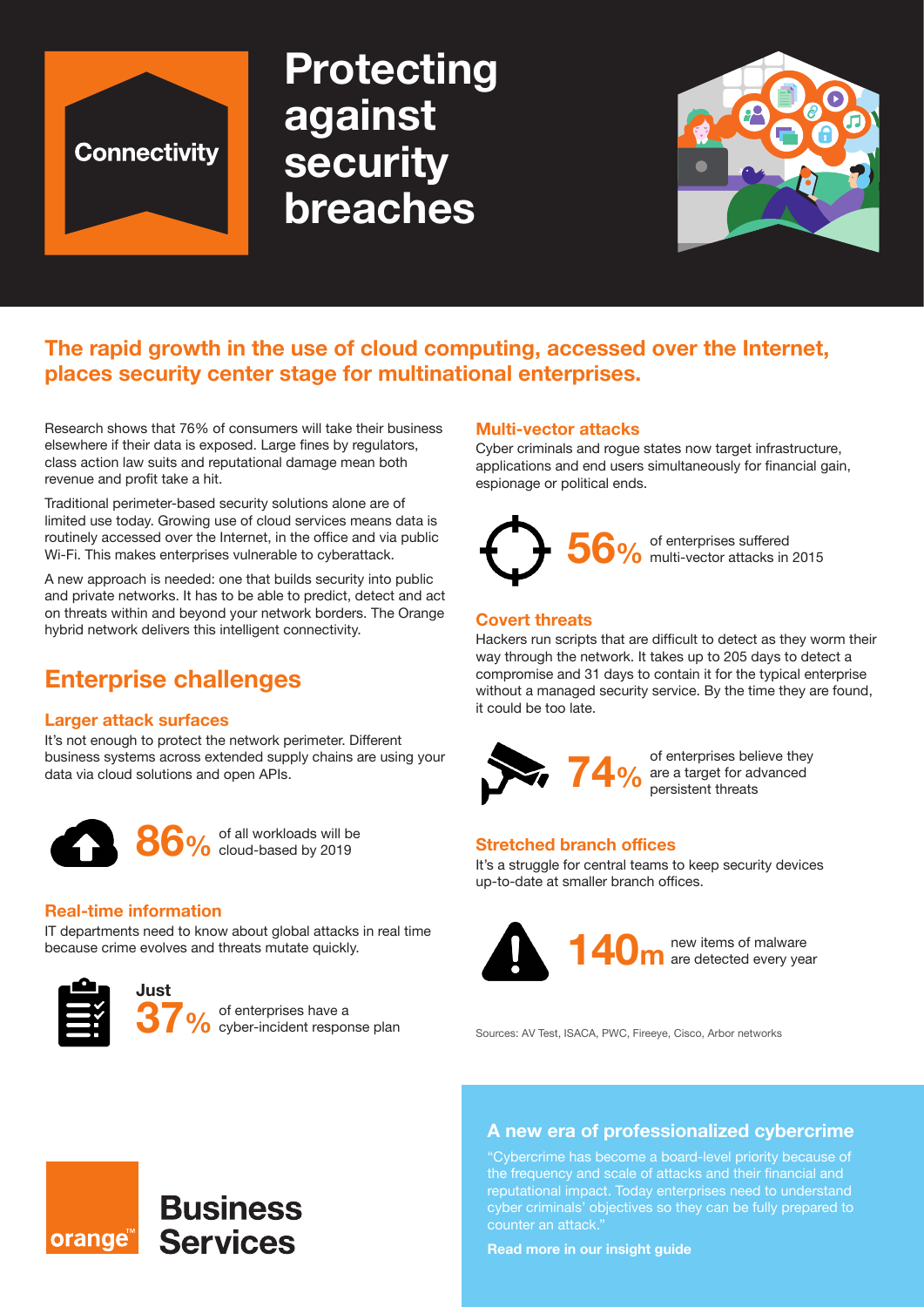Connectivity

# Protecting against security breaches

**The rapid growth in the use of cloud computing, accessed over the Internet, places security center stage for multinational enterprises.**

Research shows that 76% of consumers will take their business elsewhere if their data is exposed. Large fines by regulators, class action law suits and reputational damage mean both revenue and profit take a hit.

Traditional perimeter-based security solutions alone are of limited use today. Growing use of cloud services means data is routinely accessed over the Internet, in the office and via public Wi-Fi. This makes enterprises vulnerable to cyberattack.

A new approach is needed: one that builds security into public and private networks. It has to be able to predict, detect and act on threats within and beyond your network borders. The Orange hybrid network delivers this intelligent connectivity.

## Enterprise challenges

### Larger attack surfaces

It's not enough to protect the network perimeter. Different business systems across extended supply chains are using your data via cloud solutions and open APIs.

**86%** of all workloads will be cloud-based by 2019

### Real-time information

IT departments need to know about global attacks in real time because crime evolves and threats mutate quickly.

Just **37%** of enterprises have a cyber-incident response plan

### Multi-vector attacks

Cyber criminals and rogue states now target infrastructure, applications and end users simultaneously for financial gain, espionage or political ends.

**56%** of enterprises suffered multi-vector attacks in 2015

### Covert threats

Hackers run scripts that are difficult to detect as they worm their way through the network. It takes up to 205 days to detect a compromise and 31 days to contain it for the typical enterprise without a managed security service. By the time they are found, it could be too late.

**74%** of enterprises believe they are a target for advanced persistent threats

### Stretched branch offices

It's a struggle for central teams to keep security devices up-to-date at smaller branch offices.

**140m** new items of malware are detected every year

Sources: AV Test, ISACA, PWC, Fireeye, Cisco, Arbor networks

### A new era of professionalized cybercrime

"Cybercrime has become a board-level priority because of the frequency and scale of attacks and their financial and reputational impact. Today enterprises need to understand cyber criminals' objectives so they can be fully prepared to counter an attack."

**Read more in our insight guide**

orange™ Business Services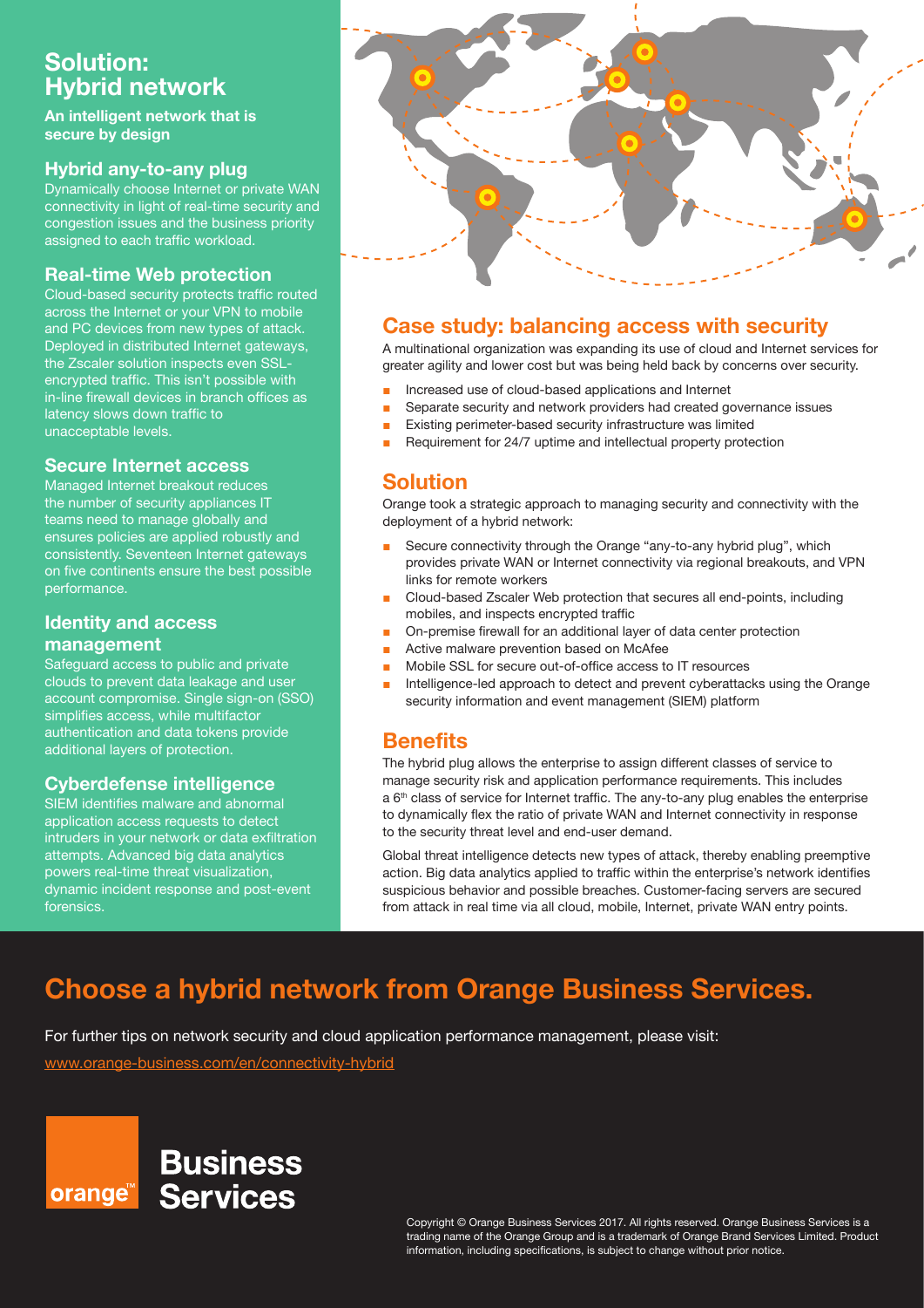## Solution: Hybrid network

**An intelligent network that is secure by design**

### Hybrid any-to-any plug

Dynamically choose Internet or private WAN connectivity in light of real-time security and congestion issues and the business priority assigned to each traffic workload.

### Real-time Web protection

Cloud-based security protects traffic routed across the Internet or your VPN to mobile and PC devices from new types of attack. Deployed in distributed Internet gateways, the Zscaler solution inspects even SSL-encrypted traffic. This isn't possible with in-line firewall devices in branch offices as latency slows down traffic to unacceptable levels.

### Secure Internet access

Managed Internet breakout reduces the number of security appliances IT teams need to manage globally and ensures policies are applied robustly and consistently. Seventeen Internet gateways on five continents ensure the best possible performance.

### Identity and access management

Safeguard access to public and private clouds to prevent data leakage and user account compromise. Single sign-on (SSO) simplifies access, while multifactor authentication and data tokens provide additional layers of protection.

### Cyberdefense intelligence

SIEM identifies malware and abnormal application access requests to detect intruders in your network or data exfiltration attempts. Advanced big data analytics powers real-time threat visualization, dynamic incident response and post-event forensics.

## Case study: balancing access with security

A multinational organization was expanding its use of cloud and Internet services for greater agility and lower cost but was being held back by concerns over security.

- Increased use of cloud-based applications and Internet
- Separate security and network providers had created governance issues
- Existing perimeter-based security infrastructure was limited
- Requirement for 24/7 uptime and intellectual property protection

## Solution

Orange took a strategic approach to managing security and connectivity with the deployment of a hybrid network:

- Secure connectivity through the Orange "any-to-any hybrid plug", which provides private WAN or Internet connectivity via regional breakouts, and VPN links for remote workers
- Cloud-based Zscaler Web protection that secures all end-points, including mobiles, and inspects encrypted traffic
- On-premise firewall for an additional layer of data center protection
- Active malware prevention based on McAfee
- Mobile SSL for secure out-of-office access to IT resources
- Intelligence-led approach to detect and prevent cyberattacks using the Orange security information and event management (SIEM) platform

## Benefits

The hybrid plug allows the enterprise to assign different classes of service to manage security risk and application performance requirements. This includes a 6th class of service for Internet traffic. The any-to-any plug enables the enterprise to dynamically flex the ratio of private WAN and Internet connectivity in response to the security threat level and end-user demand.

Global threat intelligence detects new types of attack, thereby enabling preemptive action. Big data analytics applied to traffic within the enterprise's network identifies suspicious behavior and possible breaches. Customer-facing servers are secured from attack in real time via all cloud, mobile, Internet, private WAN entry points.

# Choose a hybrid network from Orange Business Services.

For further tips on network security and cloud application performance management, please visit:

www.orange-business.com/en/connectivity-hybrid

orange™ Business Services

Copyright © Orange Business Services 2017. All rights reserved. Orange Business Services is a trading name of the Orange Group and is a trademark of Orange Brand Services Limited. Product information, including specifications, is subject to change without prior notice.